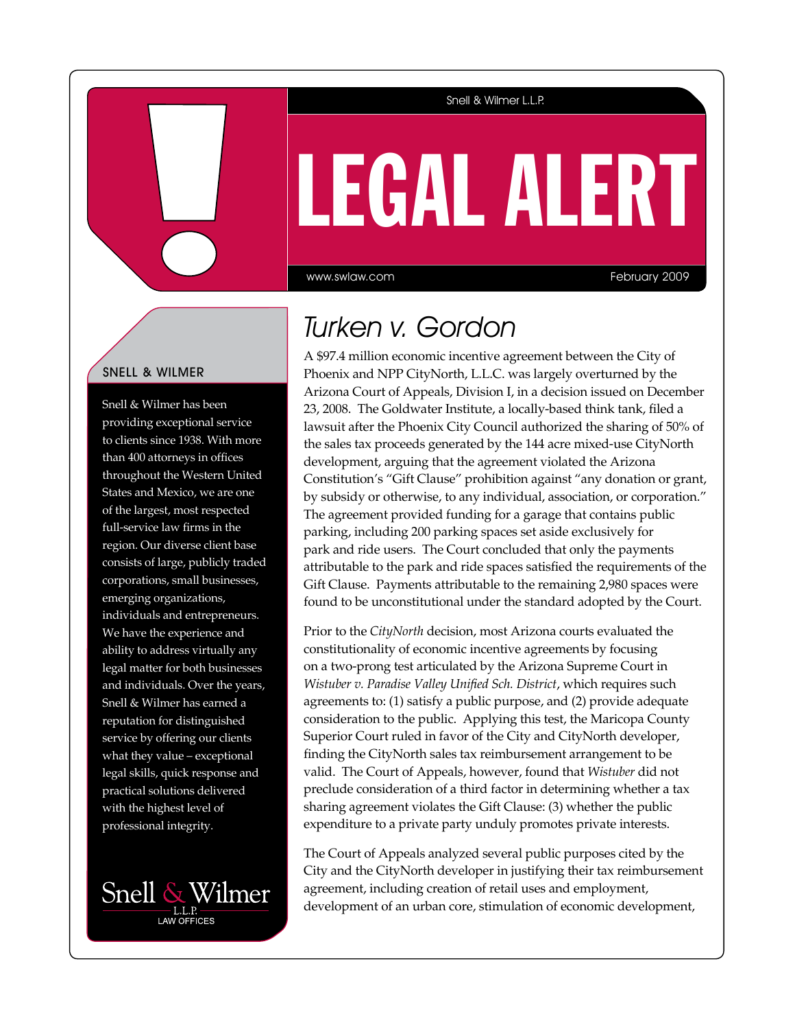Snell & Wilmer L.L.P.

# LEGAL ALERT

www.swlaw.com

February 2009

## SNELL & WILMER

Snell & Wilmer has been providing exceptional service to clients since 1938. With more than 400 attorneys in offices throughout the Western United States and Mexico, we are one of the largest, most respected full-service law firms in the region. Our diverse client base consists of large, publicly traded corporations, small businesses, emerging organizations, individuals and entrepreneurs. We have the experience and ability to address virtually any legal matter for both businesses and individuals. Over the years, Snell & Wilmer has earned a reputation for distinguished service by offering our clients what they value – exceptional legal skills, quick response and practical solutions delivered with the highest level of professional integrity.

Snell & Wilmer L.L.P. LAW OFFICES

## *Turken v. Gordon*

A $97.4 million economic incentive agreement between the City of Phoenix and NPP CityNorth, L.L.C. was largely overturned by the Arizona Court of Appeals, Division I, in a decision issued on December 23, 2008. The Goldwater Institute, a locally-based think tank, filed a lawsuit after the Phoenix City Council authorized the sharing of 50% of the sales tax proceeds generated by the 144 acre mixed-use CityNorth development, arguing that the agreement violated the Arizona Constitution's "Gift Clause" prohibition against "any donation or grant, by subsidy or otherwise, to any individual, association, or corporation." The agreement provided funding for a garage that contains public parking, including 200 parking spaces set aside exclusively for park and ride users. The Court concluded that only the payments attributable to the park and ride spaces satisfied the requirements of the Gift Clause. Payments attributable to the remaining 2,980 spaces were found to be unconstitutional under the standard adopted by the Court.

Prior to the *CityNorth* decision, most Arizona courts evaluated the constitutionality of economic incentive agreements by focusing on a two-prong test articulated by the Arizona Supreme Court in *Wistuber v. Paradise Valley Unified Sch. District*, which requires such agreements to: (1) satisfy a public purpose, and (2) provide adequate consideration to the public. Applying this test, the Maricopa County Superior Court ruled in favor of the City and CityNorth developer, finding the CityNorth sales tax reimbursement arrangement to be valid. The Court of Appeals, however, found that *Wistuber* did not preclude consideration of a third factor in determining whether a tax sharing agreement violates the Gift Clause: (3) whether the public expenditure to a private party unduly promotes private interests.

The Court of Appeals analyzed several public purposes cited by the City and the CityNorth developer in justifying their tax reimbursement agreement, including creation of retail uses and employment, development of an urban core, stimulation of economic development,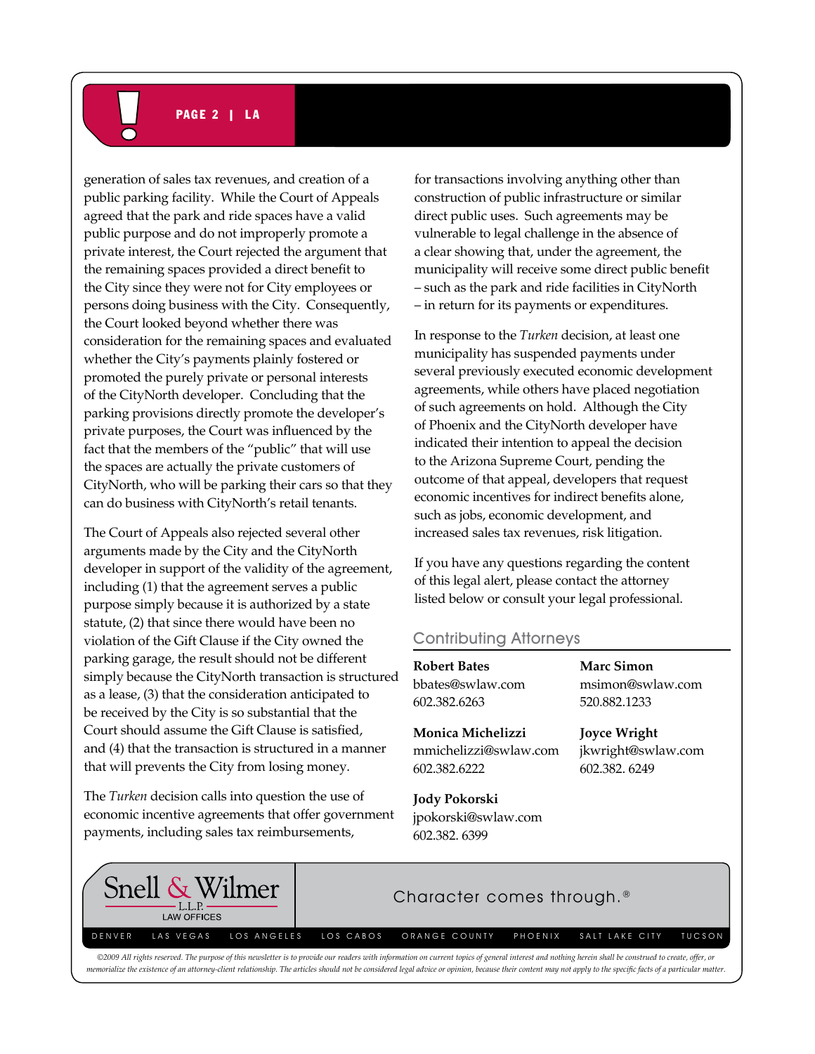generation of sales tax revenues, and creation of a public parking facility. While the Court of Appeals agreed that the park and ride spaces have a valid public purpose and do not improperly promote a private interest, the Court rejected the argument that the remaining spaces provided a direct benefit to the City since they were not for City employees or persons doing business with the City. Consequently, the Court looked beyond whether there was consideration for the remaining spaces and evaluated whether the City's payments plainly fostered or promoted the purely private or personal interests of the CityNorth developer. Concluding that the parking provisions directly promote the developer's private purposes, the Court was influenced by the fact that the members of the "public" that will use the spaces are actually the private customers of CityNorth, who will be parking their cars so that they can do business with CityNorth's retail tenants.

The Court of Appeals also rejected several other arguments made by the City and the CityNorth developer in support of the validity of the agreement, including (1) that the agreement serves a public purpose simply because it is authorized by a state statute, (2) that since there would have been no violation of the Gift Clause if the City owned the parking garage, the result should not be different simply because the CityNorth transaction is structured as a lease, (3) that the consideration anticipated to be received by the City is so substantial that the Court should assume the Gift Clause is satisfied, and (4) that the transaction is structured in a manner that will prevents the City from losing money.

The *Turken* decision calls into question the use of economic incentive agreements that offer government payments, including sales tax reimbursements, for transactions involving anything other than construction of public infrastructure or similar direct public uses. Such agreements may be vulnerable to legal challenge in the absence of a clear showing that, under the agreement, the municipality will receive some direct public benefit – such as the park and ride facilities in CityNorth – in return for its payments or expenditures.

In response to the *Turken* decision, at least one municipality has suspended payments under several previously executed economic development agreements, while others have placed negotiation of such agreements on hold. Although the City of Phoenix and the CityNorth developer have indicated their intention to appeal the decision to the Arizona Supreme Court, pending the outcome of that appeal, developers that request economic incentives for indirect benefits alone, such as jobs, economic development, and increased sales tax revenues, risk litigation.

If you have any questions regarding the content of this legal alert, please contact the attorney listed below or consult your legal professional.

## Contributing Attorneys

**Robert Bates**
bbates@swlaw.com
602.382.6263

**Marc Simon**
msimon@swlaw.com
520.882.1233

**Monica Michelizzi**
mmichelizzi@swlaw.com
602.382.6222

**Joyce Wright**
jkwright@swlaw.com
602.382. 6249

**Jody Pokorski**
jpokorski@swlaw.com
602.382. 6399

Snell & Wilmer L.L.P. LAW OFFICES

Character comes through.®

DENVER LAS VEGAS LOS ANGELES LOS CABOS ORANGE COUNTY PHOENIX SALT LAKE CITY TUCSON

*©2009 All rights reserved. The purpose of this newsletter is to provide our readers with information on current topics of general interest and nothing herein shall be construed to create, offer, or memorialize the existence of an attorney-client relationship. The articles should not be considered legal advice or opinion, because their content may not apply to the specific facts of a particular matter.*